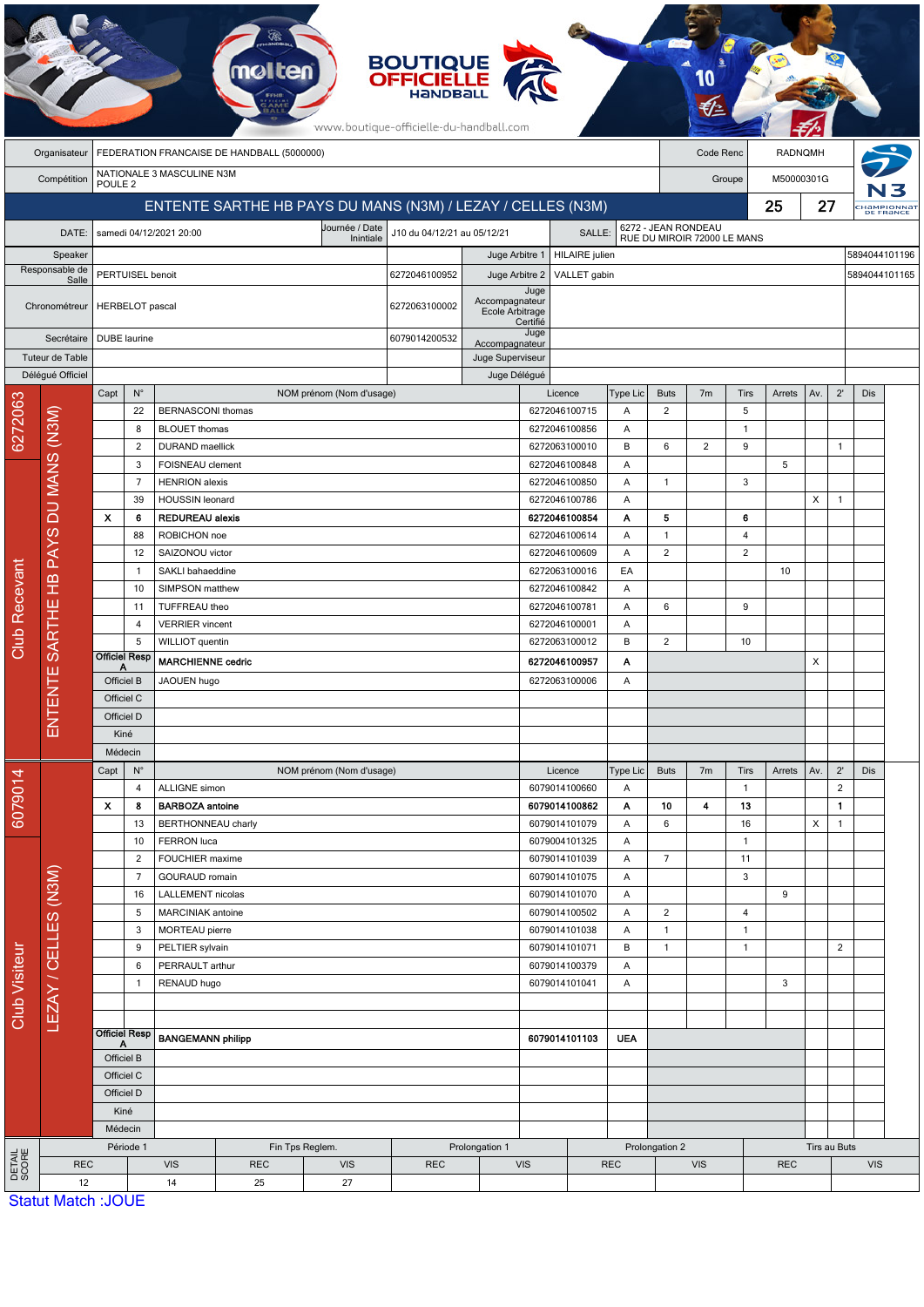BOUTIQUE OFFICIELLE HANDBALL

www.boutique-officielle-du-handball.com

| | | | |
|---|---|---|---|
| Organisateur | FEDERATION FRANCAISE DE HANDBALL (5000000) | Code Renc | RADNQMH |
| Compétition | NATIONALE 3 MASCULINE N3M POULE 2 | Groupe | M50000301G |

## ENTENTE SARTHE HB PAYS DU MANS (N3M) / LEZAY / CELLES (N3M) — 25 - 27

| | | | | | |
|---|---|---|---|---|---|
| DATE: | samedi 04/12/2021 20:00 | Journée / Date Inintiale | J10 du 04/12/21 au 05/12/21 | SALLE: | 6272 - JEAN RONDEAU RUE DU MIROIR 72000 LE MANS |

| | | | | | |
|---|---|---|---|---|---|
| Speaker | | | Juge Arbitre 1 | HILAIRE julien | 5894044101196 |
| Responsable de Salle | PERTUISEL benoit | 6272046100952 | Juge Arbitre 2 | VALLET gabin | 5894044101165 |
| Chronométreur | HERBELOT pascal | 6272063100002 | Juge Accompagnateur Ecole Arbitrage Certifié | | |
| Secrétaire | DUBE laurine | 6079014200532 | Juge Accompagnateur | | |
| Tuteur de Table | | | Juge Superviseur | | |
| Délégué Officiel | | | Juge Délégué | | |

### Club Recevant — 6272063 — ENTENTE SARTHE HB PAYS DU MANS (N3M)

| Capt | N° | NOM prénom (Nom d'usage) | Licence | Type Lic | Buts | 7m | Tirs | Arrets | Av. | 2' | Dis |
|---|---|---|---|---|---|---|---|---|---|---|---|
| | 22 | BERNASCONI thomas | 6272046100715 | A | 2 | | 5 | | | | |
| | 8 | BLOUET thomas | 6272046100856 | A | | | 1 | | | | |
| | 2 | DURAND maellick | 6272063100010 | B | 6 | 2 | 9 | | | 1 | |
| | 3 | FOISNEAU clement | 6272046100848 | A | | | | 5 | | | |
| | 7 | HENRION alexis | 6272046100850 | A | 1 | | 3 | | | | |
| | 39 | HOUSSIN leonard | 6272046100786 | A | | | | | X | 1 | |
| X | 6 | **REDUREAU alexis** | **6272046100854** | **A** | **5** | | **6** | | | | |
| | 88 | ROBICHON noe | 6272046100614 | A | 1 | | 4 | | | | |
| | 12 | SAIZONOU victor | 6272046100609 | A | 2 | | 2 | | | | |
| | 1 | SAKLI bahaeddine | 6272063100016 | EA | | | | 10 | | | |
| | 10 | SIMPSON matthew | 6272046100842 | A | | | | | | | |
| | 11 | TUFFREAU theo | 6272046100781 | A | 6 | | 9 | | | | |
| | 4 | VERRIER vincent | 6272046100001 | A | | | | | | | |
| | 5 | WILLIOT quentin | 6272063100012 | B | 2 | | 10 | | | | |
| Officiel Resp A | | **MARCHIENNE cedric** | **6272046100957** | **A** | | | | | X | | |
| Officiel B | | JAOUEN hugo | 6272063100006 | A | | | | | | | |
| Officiel C | | | | | | | | | | | |
| Officiel D | | | | | | | | | | | |
| Kiné | | | | | | | | | | | |
| Médecin | | | | | | | | | | | |

### Club Visiteur — 6079014 — LEZAY / CELLES (N3M)

| Capt | N° | NOM prénom (Nom d'usage) | Licence | Type Lic | Buts | 7m | Tirs | Arrets | Av. | 2' | Dis |
|---|---|---|---|---|---|---|---|---|---|---|---|
| | 4 | ALLIGNE simon | 6079014100660 | A | | | 1 | | | 2 | |
| X | 8 | **BARBOZA antoine** | **6079014100862** | **A** | **10** | **4** | **13** | | | **1** | |
| | 13 | BERTHONNEAU charly | 6079014101079 | A | 6 | | 16 | | X | 1 | |
| | 10 | FERRON luca | 6079004101325 | A | | | 1 | | | | |
| | 2 | FOUCHIER maxime | 6079014101039 | A | 7 | | 11 | | | | |
| | 7 | GOURAUD romain | 6079014101075 | A | | | 3 | | | | |
| | 16 | LALLEMENT nicolas | 6079014101070 | A | | | | 9 | | | |
| | 5 | MARCINIAK antoine | 6079014100502 | A | 2 | | 4 | | | | |
| | 3 | MORTEAU pierre | 6079014101038 | A | 1 | | 1 | | | | |
| | 9 | PELTIER sylvain | 6079014101071 | B | 1 | | 1 | | | 2 | |
| | 6 | PERRAULT arthur | 6079014100379 | A | | | | | | | |
| | 1 | RENAUD hugo | 6079014101041 | A | | | | 3 | | | |
| | | | | | | | | | | | |
| | | | | | | | | | | | |
| Officiel Resp A | | **BANGEMANN philipp** | **6079014101103** | **UEA** | | | | | | | |
| Officiel B | | | | | | | | | | | |
| Officiel C | | | | | | | | | | | |
| Officiel D | | | | | | | | | | | |
| Kiné | | | | | | | | | | | |
| Médecin | | | | | | | | | | | |

### DETAIL SCORE

| Période 1 | | Fin Tps Reglem. | | Prolongation 1 | | Prolongation 2 | | Tirs au Buts | |
|---|---|---|---|---|---|---|---|---|---|
| REC | VIS | REC | VIS | REC | VIS | REC | VIS | REC | VIS |
| 12 | 14 | 25 | 27 | | | | | | |

Statut Match :JOUE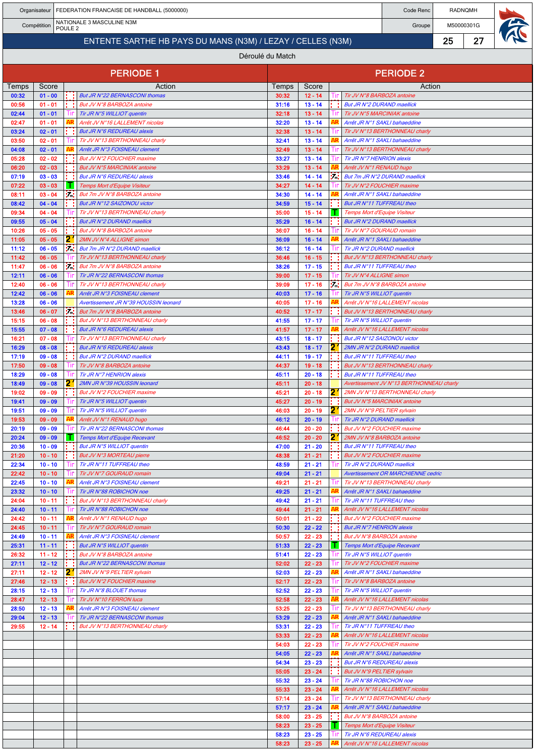| Organisateur | FEDERATION FRANCAISE DE HANDBALL (5000000) | Code Renc | RADNQMH |
|---|---|---|---|
| Compétition | NATIONALE 3 MASCULINE N3M POULE 2 | Groupe | M50000301G |

## ENTENTE SARTHE HB PAYS DU MANS (N3M) / LEZAY / CELLES (N3M) — 25 / 27

Déroulé du Match

| PERIODE 1 | | | PERIODE 2 | | |
|---|---|---|---|---|---|
| Temps | Score | Action | Temps | Score | Action |
| 00:32 | 01 - 00 | But JR N°22 BERNASCONI thomas | 30:32 | 12 - 14 | Tir JV N°8 BARBOZA antoine |
| 00:56 | 01 - 01 | But JV N°8 BARBOZA antoine | 31:16 | 13 - 14 | But JR N°2 DURAND maellick |
| 02:44 | 01 - 01 | Tir JR N°5 WILLIOT quentin | 32:18 | 13 - 14 | Tir JV N°5 MARCINIAK antoine |
| 02:47 | 01 - 01 | Arrêt JV N°16 LALLEMENT nicolas | 32:20 | 13 - 14 | Arrêt JR N°1 SAKLI bahaeddine |
| 03:24 | 02 - 01 | But JR N°6 REDUREAU alexis | 32:38 | 13 - 14 | Tir JV N°13 BERTHONNEAU charly |
| 03:50 | 02 - 01 | Tir JV N°13 BERTHONNEAU charly | 32:41 | 13 - 14 | Arrêt JR N°1 SAKLI bahaeddine |
| 04:08 | 02 - 01 | Arrêt JR N°3 FOISNEAU clement | 32:49 | 13 - 14 | Tir JV N°13 BERTHONNEAU charly |
| 05:28 | 02 - 02 | But JV N°2 FOUCHIER maxime | 33:27 | 13 - 14 | Tir JR N°7 HENRION alexis |
| 06:20 | 02 - 03 | But JV N°5 MARCINIAK antoine | 33:29 | 13 - 14 | Arrêt JV N°1 RENAUD hugo |
| 07:19 | 03 - 03 | But JR N°6 REDUREAU alexis | 33:46 | 14 - 14 | But 7m JR N°2 DURAND maellick |
| 07:22 | 03 - 03 | Temps Mort d'Equipe Visiteur | 34:27 | 14 - 14 | Tir JV N°2 FOUCHIER maxime |
| 08:11 | 03 - 04 | But 7m JV N°8 BARBOZA antoine | 34:30 | 14 - 14 | Arrêt JR N°1 SAKLI bahaeddine |
| 08:42 | 04 - 04 | But JR N°12 SAIZONOU victor | 34:59 | 15 - 14 | But JR N°11 TUFFREAU theo |
| 09:34 | 04 - 04 | Tir JV N°13 BERTHONNEAU charly | 35:00 | 15 - 14 | Temps Mort d'Equipe Visiteur |
| 09:55 | 05 - 04 | But JR N°2 DURAND maellick | 35:29 | 16 - 14 | But JR N°2 DURAND maellick |
| 10:26 | 05 - 05 | But JV N°8 BARBOZA antoine | 36:07 | 16 - 14 | Tir JV N°7 GOURAUD romain |
| 11:05 | 05 - 05 | 2MN JV N°4 ALLIGNE simon | 36:09 | 16 - 14 | Arrêt JR N°1 SAKLI bahaeddine |
| 11:12 | 06 - 05 | But 7m JR N°2 DURAND maellick | 36:12 | 16 - 14 | Tir JR N°2 DURAND maellick |
| 11:42 | 06 - 05 | Tir JV N°13 BERTHONNEAU charly | 36:46 | 16 - 15 | But JV N°13 BERTHONNEAU charly |
| 11:47 | 06 - 06 | But 7m JV N°8 BARBOZA antoine | 38:26 | 17 - 15 | But JR N°11 TUFFREAU theo |
| 12:11 | 06 - 06 | Tir JR N°22 BERNASCONI thomas | 39:00 | 17 - 15 | Tir JV N°4 ALLIGNE simon |
| 12:40 | 06 - 06 | Tir JV N°13 BERTHONNEAU charly | 39:09 | 17 - 16 | But 7m JV N°8 BARBOZA antoine |
| 12:42 | 06 - 06 | Arrêt JR N°3 FOISNEAU clement | 40:03 | 17 - 16 | Tir JR N°5 WILLIOT quentin |
| 13:28 | 06 - 06 | Avertissement JR N°39 HOUSSIN leonard | 40:05 | 17 - 16 | Arrêt JV N°16 LALLEMENT nicolas |
| 13:46 | 06 - 07 | But 7m JV N°8 BARBOZA antoine | 40:52 | 17 - 17 | But JV N°13 BERTHONNEAU charly |
| 15:15 | 06 - 08 | But JV N°13 BERTHONNEAU charly | 41:55 | 17 - 17 | Tir JR N°5 WILLIOT quentin |
| 15:55 | 07 - 08 | But JR N°6 REDUREAU alexis | 41:57 | 17 - 17 | Arrêt JV N°16 LALLEMENT nicolas |
| 16:21 | 07 - 08 | Tir JV N°13 BERTHONNEAU charly | 43:15 | 18 - 17 | But JR N°12 SAIZONOU victor |
| 16:29 | 08 - 08 | But JR N°6 REDUREAU alexis | 43:43 | 18 - 17 | 2MN JR N°2 DURAND maellick |
| 17:19 | 09 - 08 | But JR N°2 DURAND maellick | 44:11 | 19 - 17 | But JR N°11 TUFFREAU theo |
| 17:50 | 09 - 08 | Tir JV N°8 BARBOZA antoine | 44:37 | 19 - 18 | But JV N°13 BERTHONNEAU charly |
| 18:29 | 09 - 08 | Tir JR N°7 HENRION alexis | 45:11 | 20 - 18 | But JR N°11 TUFFREAU theo |
| 18:49 | 09 - 08 | 2MN JR N°39 HOUSSIN leonard | 45:11 | 20 - 18 | Avertissement JV N°13 BERTHONNEAU charly |
| 19:02 | 09 - 09 | But JV N°2 FOUCHIER maxime | 45:21 | 20 - 18 | 2MN JV N°13 BERTHONNEAU charly |
| 19:41 | 09 - 09 | Tir JR N°5 WILLIOT quentin | 45:27 | 20 - 19 | But JV N°5 MARCINIAK antoine |
| 19:51 | 09 - 09 | Tir JR N°5 WILLIOT quentin | 46:03 | 20 - 19 | 2MN JV N°9 PELTIER sylvain |
| 19:53 | 09 - 09 | Arrêt JV N°1 RENAUD hugo | 46:12 | 20 - 19 | Tir JR N°2 DURAND maellick |
| 20:19 | 09 - 09 | Tir JR N°22 BERNASCONI thomas | 46:44 | 20 - 20 | But JV N°2 FOUCHIER maxime |
| 20:24 | 09 - 09 | Temps Mort d'Equipe Recevant | 46:52 | 20 - 20 | 2MN JV N°8 BARBOZA antoine |
| 20:36 | 10 - 09 | But JR N°5 WILLIOT quentin | 47:00 | 21 - 20 | But JR N°11 TUFFREAU theo |
| 21:20 | 10 - 10 | But JV N°3 MORTEAU pierre | 48:38 | 21 - 21 | But JV N°2 FOUCHIER maxime |
| 22:34 | 10 - 10 | Tir JR N°11 TUFFREAU theo | 48:59 | 21 - 21 | Tir JR N°2 DURAND maellick |
| 22:42 | 10 - 10 | Tir JV N°7 GOURAUD romain | 49:04 | 21 - 21 | Avertissement OR MARCHIENNE cedric |
| 22:45 | 10 - 10 | Arrêt JR N°3 FOISNEAU clement | 49:21 | 21 - 21 | Tir JV N°13 BERTHONNEAU charly |
| 23:32 | 10 - 10 | Tir JR N°88 ROBICHON noe | 49:25 | 21 - 21 | Arrêt JR N°1 SAKLI bahaeddine |
| 24:04 | 10 - 11 | But JV N°13 BERTHONNEAU charly | 49:42 | 21 - 21 | Tir JR N°11 TUFFREAU theo |
| 24:40 | 10 - 11 | Tir JR N°88 ROBICHON noe | 49:44 | 21 - 21 | Arrêt JV N°16 LALLEMENT nicolas |
| 24:42 | 10 - 11 | Arrêt JV N°1 RENAUD hugo | 50:01 | 21 - 22 | But JV N°2 FOUCHIER maxime |
| 24:45 | 10 - 11 | Tir JV N°7 GOURAUD romain | 50:30 | 22 - 22 | But JR N°7 HENRION alexis |
| 24:49 | 10 - 11 | Arrêt JR N°3 FOISNEAU clement | 50:57 | 22 - 23 | But JV N°8 BARBOZA antoine |
| 25:31 | 11 - 11 | But JR N°5 WILLIOT quentin | 51:33 | 22 - 23 | Temps Mort d'Equipe Recevant |
| 26:32 | 11 - 12 | But JV N°8 BARBOZA antoine | 51:41 | 22 - 23 | Tir JR N°5 WILLIOT quentin |
| 27:11 | 12 - 12 | But JR N°22 BERNASCONI thomas | 52:02 | 22 - 23 | Tir JV N°2 FOUCHIER maxime |
| 27:11 | 12 - 12 | 2MN JV N°9 PELTIER sylvain | 52:03 | 22 - 23 | Arrêt JR N°1 SAKLI bahaeddine |
| 27:46 | 12 - 13 | But JV N°2 FOUCHIER maxime | 52:17 | 22 - 23 | Tir JV N°8 BARBOZA antoine |
| 28:15 | 12 - 13 | Tir JR N°8 BLOUET thomas | 52:52 | 22 - 23 | Tir JR N°5 WILLIOT quentin |
| 28:47 | 12 - 13 | Tir JV N°10 FERRON luca | 52:58 | 22 - 23 | Arrêt JV N°16 LALLEMENT nicolas |
| 28:50 | 12 - 13 | Arrêt JR N°3 FOISNEAU clement | 53:25 | 22 - 23 | Tir JV N°13 BERTHONNEAU charly |
| 29:04 | 12 - 13 | Tir JR N°22 BERNASCONI thomas | 53:29 | 22 - 23 | Arrêt JR N°1 SAKLI bahaeddine |
| 29:55 | 12 - 14 | But JV N°13 BERTHONNEAU charly | 53:31 | 22 - 23 | Tir JR N°11 TUFFREAU theo |
| | | | 53:33 | 22 - 23 | Arrêt JV N°16 LALLEMENT nicolas |
| | | | 54:03 | 22 - 23 | Tir JV N°2 FOUCHIER maxime |
| | | | 54:05 | 22 - 23 | Arrêt JR N°1 SAKLI bahaeddine |
| | | | 54:34 | 23 - 23 | But JR N°6 REDUREAU alexis |
| | | | 55:05 | 23 - 24 | But JV N°9 PELTIER sylvain |
| | | | 55:32 | 23 - 24 | Tir JR N°88 ROBICHON noe |
| | | | 55:33 | 23 - 24 | Arrêt JV N°16 LALLEMENT nicolas |
| | | | 57:14 | 23 - 24 | Tir JV N°13 BERTHONNEAU charly |
| | | | 57:17 | 23 - 24 | Arrêt JR N°1 SAKLI bahaeddine |
| | | | 58:00 | 23 - 25 | But JV N°8 BARBOZA antoine |
| | | | 58:23 | 23 - 25 | Temps Mort d'Equipe Visiteur |
| | | | 58:23 | 23 - 25 | Tir JR N°6 REDUREAU alexis |
| | | | 58:23 | 23 - 25 | Arrêt JV N°16 LALLEMENT nicolas |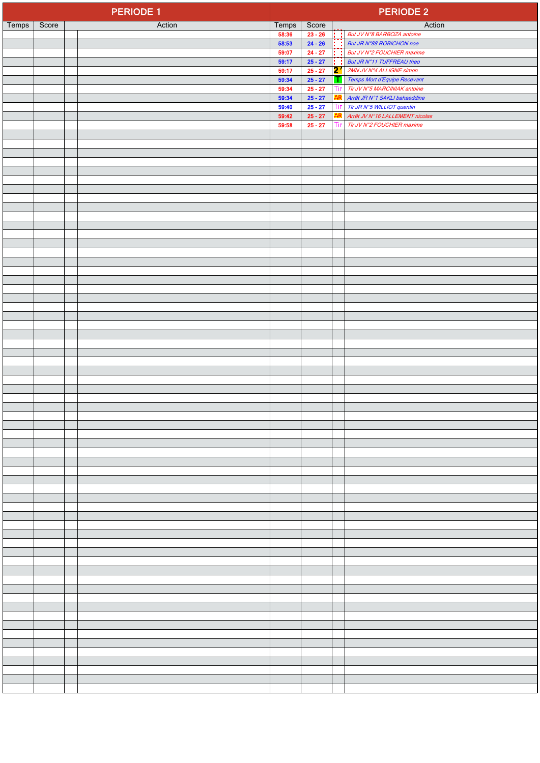| PERIODE 1 | | | | PERIODE 2 | | | |
|---|---|---|---|---|---|---|---|
| Temps | Score | | Action | Temps | Score | | Action |
| | | | | 58:36 | 23 - 26 | | But JV N°8 BARBOZA antoine |
| | | | | 58:53 | 24 - 26 | | But JR N°88 ROBICHON noe |
| | | | | 59:07 | 24 - 27 | | But JV N°2 FOUCHIER maxime |
| | | | | 59:17 | 25 - 27 | | But JR N°11 TUFFREAU theo |
| | | | | 59:17 | 25 - 27 | 2' | 2MN JV N°4 ALLIGNE simon |
| | | | | 59:34 | 25 - 27 | T | Temps Mort d'Equipe Recevant |
| | | | | 59:34 | 25 - 27 | Tir | Tir JV N°5 MARCINIAK antoine |
| | | | | 59:34 | 25 - 27 | AR | Arrêt JR N°1 SAKLI bahaeddine |
| | | | | 59:40 | 25 - 27 | Tir | Tir JR N°5 WILLIOT quentin |
| | | | | 59:42 | 25 - 27 | AR | Arrêt JV N°16 LALLEMENT nicolas |
| | | | | 59:58 | 25 - 27 | Tir | Tir JV N°2 FOUCHIER maxime |